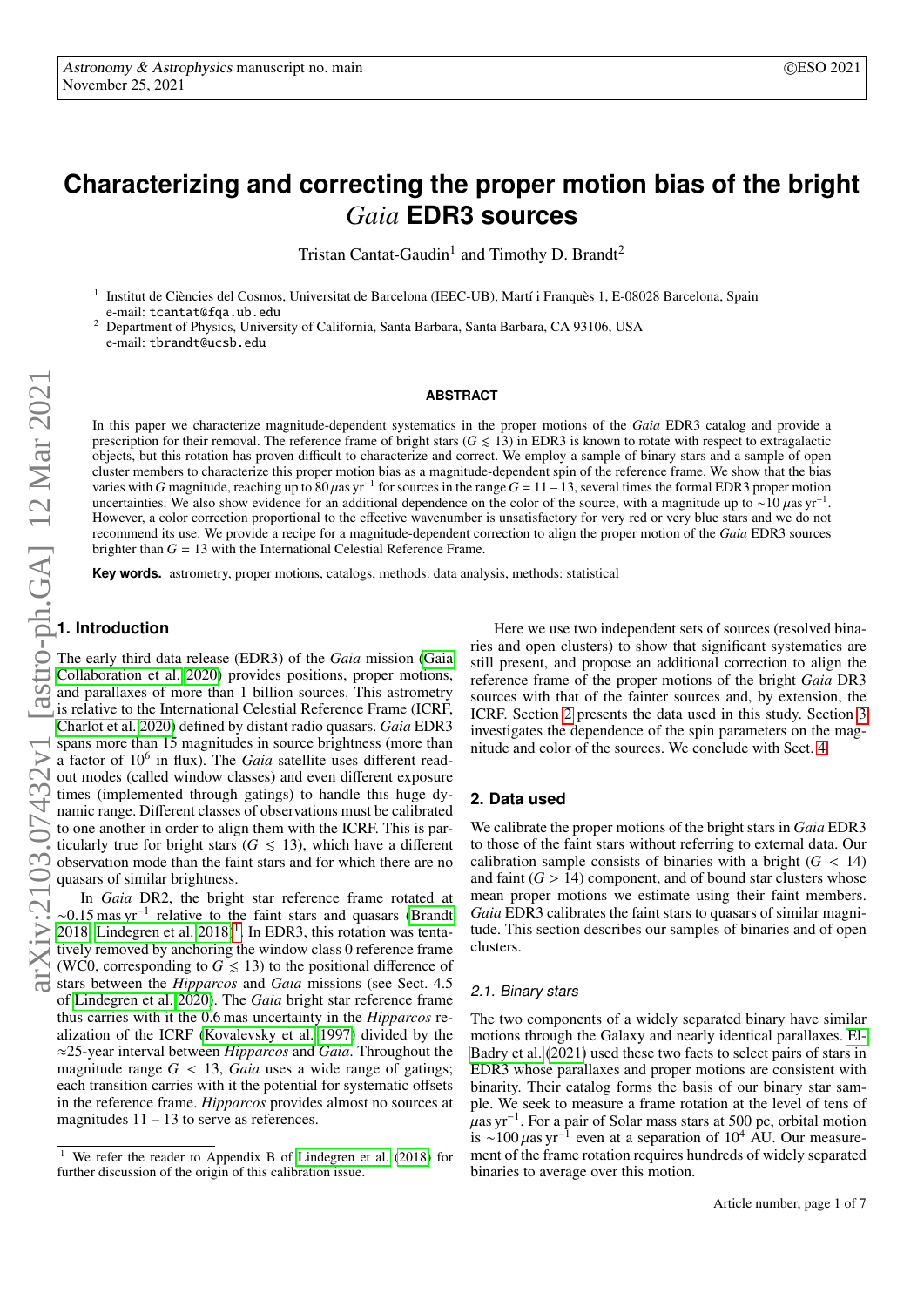# Characterizing and correcting the proper motion bias of the bright *Gaia* EDR3 sources

Tristan Cantat-Gaudin[1] and Timothy D. Brandt[2]

[1] Institut de Ciències del Cosmos, Universitat de Barcelona (IEEC-UB), Martí i Franquès 1, E-08028 Barcelona, Spain
e-mail: tcantat@fqa.ub.edu

[2] Department of Physics, University of California, Santa Barbara, Santa Barbara, CA 93106, USA
e-mail: tbrandt@ucsb.edu

## ABSTRACT

In this paper we characterize magnitude-dependent systematics in the proper motions of the *Gaia* EDR3 catalog and provide a prescription for their removal. The reference frame of bright stars ($G \lesssim 13$) in EDR3 is known to rotate with respect to extragalactic objects, but this rotation has proven difficult to characterize and correct. We employ a sample of binary stars and a sample of open cluster members to characterize this proper motion bias as a magnitude-dependent spin of the reference frame. We show that the bias varies with $G$ magnitude, reaching up to $80\,\mu$as yr$^{-1}$ for sources in the range $G = 11 - 13$, several times the formal EDR3 proper motion uncertainties. We also show evidence for an additional dependence on the color of the source, with a magnitude up to $\sim 10\,\mu$as yr$^{-1}$. However, a color correction proportional to the effective wavenumber is unsatisfactory for very red or very blue stars and we do not recommend its use. We provide a recipe for a magnitude-dependent correction to align the proper motion of the *Gaia* EDR3 sources brighter than $G = 13$ with the International Celestial Reference Frame.

**Key words.** astrometry, proper motions, catalogs, methods: data analysis, methods: statistical

## 1. Introduction

The early third data release (EDR3) of the *Gaia* mission (Gaia Collaboration et al. 2020) provides positions, proper motions, and parallaxes of more than 1 billion sources. This astrometry is relative to the International Celestial Reference Frame (ICRF, Charlot et al. 2020) defined by distant radio quasars. *Gaia* EDR3 spans more than 15 magnitudes in source brightness (more than a factor of $10^6$ in flux). The *Gaia* satellite uses different readout modes (called window classes) and even different exposure times (implemented through gatings) to handle this huge dynamic range. Different classes of observations must be calibrated to one another in order to align them with the ICRF. This is particularly true for bright stars ($G \lesssim 13$), which have a different observation mode than the faint stars and for which there are no quasars of similar brightness.

In *Gaia* DR2, the bright star reference frame rotated at $\sim 0.15$ mas yr$^{-1}$ relative to the faint stars and quasars (Brandt 2018; Lindegren et al. 2018)[1]. In EDR3, this rotation was tentatively removed by anchoring the window class 0 reference frame (WC0, corresponding to $G \lesssim 13$) to the positional difference of stars between the *Hipparcos* and *Gaia* missions (see Sect. 4.5 of Lindegren et al. 2020). The *Gaia* bright star reference frame thus carries with it the 0.6 mas uncertainty in the *Hipparcos* realization of the ICRF (Kovalevsky et al. 1997) divided by the $\approx$25-year interval between *Hipparcos* and *Gaia*. Throughout the magnitude range $G < 13$, *Gaia* uses a wide range of gatings; each transition carries with it the potential for systematic offsets in the reference frame. *Hipparcos* provides almost no sources at magnitudes 11 – 13 to serve as references.

[1] We refer the reader to Appendix B of Lindegren et al. (2018) for further discussion of the origin of this calibration issue.

Here we use two independent sets of sources (resolved binaries and open clusters) to show that significant systematics are still present, and propose an additional correction to align the reference frame of the proper motions of the bright *Gaia* DR3 sources with that of the fainter sources and, by extension, the ICRF. Section 2 presents the data used in this study. Section 3 investigates the dependence of the spin parameters on the magnitude and color of the sources. We conclude with Sect. 4.

## 2. Data used

We calibrate the proper motions of the bright stars in *Gaia* EDR3 to those of the faint stars without referring to external data. Our calibration sample consists of binaries with a bright ($G < 14$) and faint ($G > 14$) component, and of bound star clusters whose mean proper motions we estimate using their faint members. *Gaia* EDR3 calibrates the faint stars to quasars of similar magnitude. This section describes our samples of binaries and of open clusters.

### 2.1. Binary stars

The two components of a widely separated binary have similar motions through the Galaxy and nearly identical parallaxes. El-Badry et al. (2021) used these two facts to select pairs of stars in EDR3 whose parallaxes and proper motions are consistent with binarity. Their catalog forms the basis of our binary star sample. We seek to measure a frame rotation at the level of tens of $\mu$as yr$^{-1}$. For a pair of Solar mass stars at 500 pc, orbital motion is $\sim 100\,\mu$as yr$^{-1}$ even at a separation of $10^4$ AU. Our measurement of the frame rotation requires hundreds of widely separated binaries to average over this motion.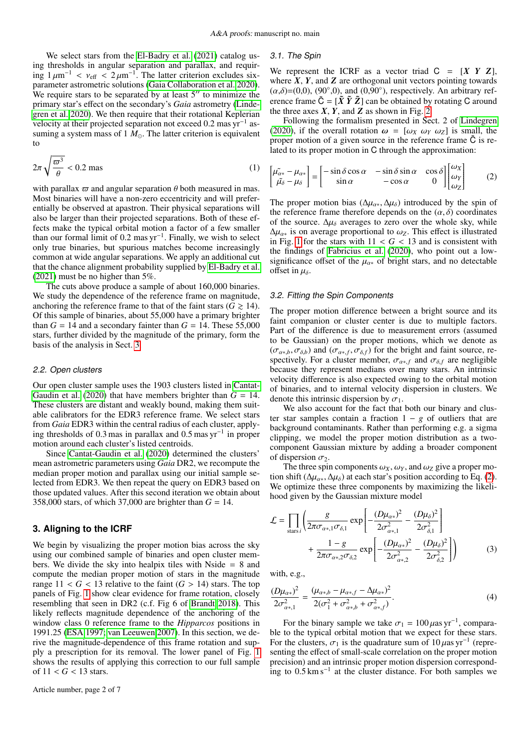We select stars from the El-Badry et al. (2021) catalog using thresholds in angular separation and parallax, and requiring $1\,\mu\mathrm{m}^{-1} < \nu_{\rm eff} < 2\,\mu\mathrm{m}^{-1}$. The latter criterion excludes six-parameter astrometric solutions (Gaia Collaboration et al. 2020). We require stars to be separated by at least 5″ to minimize the primary star's effect on the secondary's *Gaia* astrometry (Lindegren et al. 2020). We then require that their rotational Keplerian velocity at their projected separation not exceed 0.2 mas yr$^{-1}$ assuming a system mass of 1 $M_\odot$. The latter criterion is equivalent to

$$2\pi\sqrt{\frac{\varpi^3}{\theta}} < 0.2\ \mathrm{mas} \tag{1}$$

with parallax $\varpi$ and angular separation $\theta$ both measured in mas. Most binaries will have a non-zero eccentricity and will preferentially be observed at apastron. Their physical separations will also be larger than their projected separations. Both of these effects make the typical orbital motion a factor of a few smaller than our formal limit of 0.2 mas yr$^{-1}$. Finally, we wish to select only true binaries, but spurious matches become increasingly common at wide angular separations. We apply an additional cut that the chance alignment probability supplied by El-Badry et al. (2021) must be no higher than 5%.

The cuts above produce a sample of about 160,000 binaries. We study the dependence of the reference frame on magnitude, anchoring the reference frame to that of the faint stars ($G \gtrsim 14$). Of this sample of binaries, about 55,000 have a primary brighter than $G = 14$ and a secondary fainter than $G = 14$. These 55,000 stars, further divided by the magnitude of the primary, form the basis of the analysis in Sect. 3.

### 2.2. Open clusters

Our open cluster sample uses the 1903 clusters listed in Cantat-Gaudin et al. (2020) that have members brighter than $G = 14$. These clusters are distant and weakly bound, making them suitable calibrators for the EDR3 reference frame. We select stars from *Gaia* EDR3 within the central radius of each cluster, applying thresholds of 0.3 mas in parallax and 0.5 mas yr$^{-1}$ in proper motion around each cluster's listed centroids.

Since Cantat-Gaudin et al. (2020) determined the clusters' mean astrometric parameters using *Gaia* DR2, we recompute the median proper motion and parallax using our initial sample selected from EDR3. We then repeat the query on EDR3 based on those updated values. After this second iteration we obtain about 358,000 stars, of which 37,000 are brighter than $G = 14$.

## 3. Aligning to the ICRF

We begin by visualizing the proper motion bias across the sky using our combined sample of binaries and open cluster members. We divide the sky into healpix tiles with Nside = 8 and compute the median proper motion of stars in the magnitude range $11 < G < 13$ relative to the faint ($G > 14$) stars. The top panels of Fig. 1 show clear evidence for frame rotation, closely resembling that seen in DR2 (c.f. Fig 6 of Brandt 2018). This likely reflects magnitude dependence of the window class 0 reference frame to the *Hipparcos* positions in 1991.25 (ESA 1997; van Leeuwen 2007). In this section, we derive the magnitude-dependence of this frame rotation and supply a prescription for its removal. The lower panel of Fig. 1 shows the results of applying this correction to our full sample of $11 < G < 13$ stars.

### 3.1. The Spin

We represent the ICRF as a vector triad $\mathsf{C} = [\boldsymbol{X}\ \boldsymbol{Y}\ \boldsymbol{Z}]$, where $\boldsymbol{X}$, $\boldsymbol{Y}$, and $\boldsymbol{Z}$ are orthogonal unit vectors pointing towards $(\alpha,\delta)$=(0,0), (90°,0), and (0,90°), respectively. An arbitrary reference frame $\tilde{\mathsf{C}} = [\tilde{\boldsymbol{X}}\ \tilde{\boldsymbol{Y}}\ \tilde{\boldsymbol{Z}}]$ can be obtained by rotating $\mathsf{C}$ around the three axes $\boldsymbol{X}$, $\boldsymbol{Y}$, and $\boldsymbol{Z}$ as shown in Fig. 2.

Following the formalism presented in Sect. 2 of Lindegren (2020), if the overall rotation $\boldsymbol{\omega} = [\omega_X\ \omega_Y\ \omega_Z]$ is small, the proper motion of a given source in the reference frame $\tilde{\mathsf{C}}$ is related to its proper motion in $\mathsf{C}$ through the approximation:

$$\begin{bmatrix} \tilde{\mu_{\alpha*}} - \mu_{\alpha*} \\ \tilde{\mu_\delta} - \mu_\delta \end{bmatrix} = \begin{bmatrix} -\sin\delta\cos\alpha & -\sin\delta\sin\alpha & \cos\delta \\ \sin\alpha & -\cos\alpha & 0 \end{bmatrix} \begin{bmatrix} \omega_X \\ \omega_Y \\ \omega_Z \end{bmatrix} \tag{2}$$

The proper motion bias $(\Delta\mu_{\alpha*}, \Delta\mu_\delta)$ introduced by the spin of the reference frame therefore depends on the $(\alpha,\delta)$ coordinates of the source. $\Delta\mu_\delta$ averages to zero over the whole sky, while $\Delta\mu_{\alpha*}$ is on average proportional to $\omega_Z$. This effect is illustrated in Fig. 1 for the stars with $11 < G < 13$ and is consistent with the findings of Fabricius et al. (2020), who point out a low-significance offset of the $\mu_{\alpha*}$ of bright stars, and no detectable offset in $\mu_\delta$.

### 3.2. Fitting the Spin Components

The proper motion difference between a bright source and its faint companion or cluster center is due to multiple factors. Part of the difference is due to measurement errors (assumed to be Gaussian) on the proper motions, which we denote as $(\sigma_{\alpha*,b}, \sigma_{\delta,b})$ and $(\sigma_{\alpha*,f}, \sigma_{\delta,f})$ for the bright and faint source, respectively. For a cluster member, $\sigma_{\alpha*,f}$ and $\sigma_{\delta,f}$ are negligible because they represent medians over many stars. An intrinsic velocity difference is also expected owing to the orbital motion of binaries, and to internal velocity dispersion in clusters. We denote this intrinsic dispersion by $\sigma_1$.

We also account for the fact that both our binary and cluster star samples contain a fraction $1-g$ of outliers that are background contaminants. Rather than performing e.g. a sigma clipping, we model the proper motion distribution as a two-component Gaussian mixture by adding a broader component of dispersion $\sigma_2$.

The three spin components $\omega_X$, $\omega_Y$, and $\omega_Z$ give a proper motion shift $(\Delta\mu_{\alpha*}, \Delta\mu_\delta)$ at each star's position according to Eq. (2). We optimize these three components by maximizing the likelihood given by the Gaussian mixture model

$$\mathcal{L} = \prod_{\mathrm{stars}\,i} \left( \frac{g}{2\pi\sigma_{\alpha*,1}\sigma_{\delta,1}} \exp\left[ -\frac{(D\mu_{\alpha*})^2}{2\sigma_{\alpha*,1}^2} - \frac{(D\mu_\delta)^2}{2\sigma_{\delta,1}^2} \right] + \frac{1-g}{2\pi\sigma_{\alpha*,2}\sigma_{\delta,2}} \exp\left[ -\frac{(D\mu_{\alpha*})^2}{2\sigma_{\alpha*,2}^2} - \frac{(D\mu_\delta)^2}{2\sigma_{\delta,2}^2} \right] \right) \tag{3}$$

with, e.g.,

$$\frac{(D\mu_{\alpha*})^2}{2\sigma_{\alpha*,1}^2} = \frac{(\mu_{\alpha*,b} - \mu_{\alpha*,f} - \Delta\mu_{\alpha*})^2}{2(\sigma_1^2 + \sigma_{\alpha*,b}^2 + \sigma_{\alpha*,f}^2)}. \tag{4}$$

For the binary sample we take $\sigma_1 = 100\,\mu$as yr$^{-1}$, comparable to the typical orbital motion that we expect for these stars. For the clusters, $\sigma_1$ is the quadrature sum of 10 $\mu$as yr$^{-1}$ (representing the effect of small-scale correlation on the proper motion precision) and an intrinsic proper motion dispersion corresponding to 0.5 km s$^{-1}$ at the cluster distance. For both samples we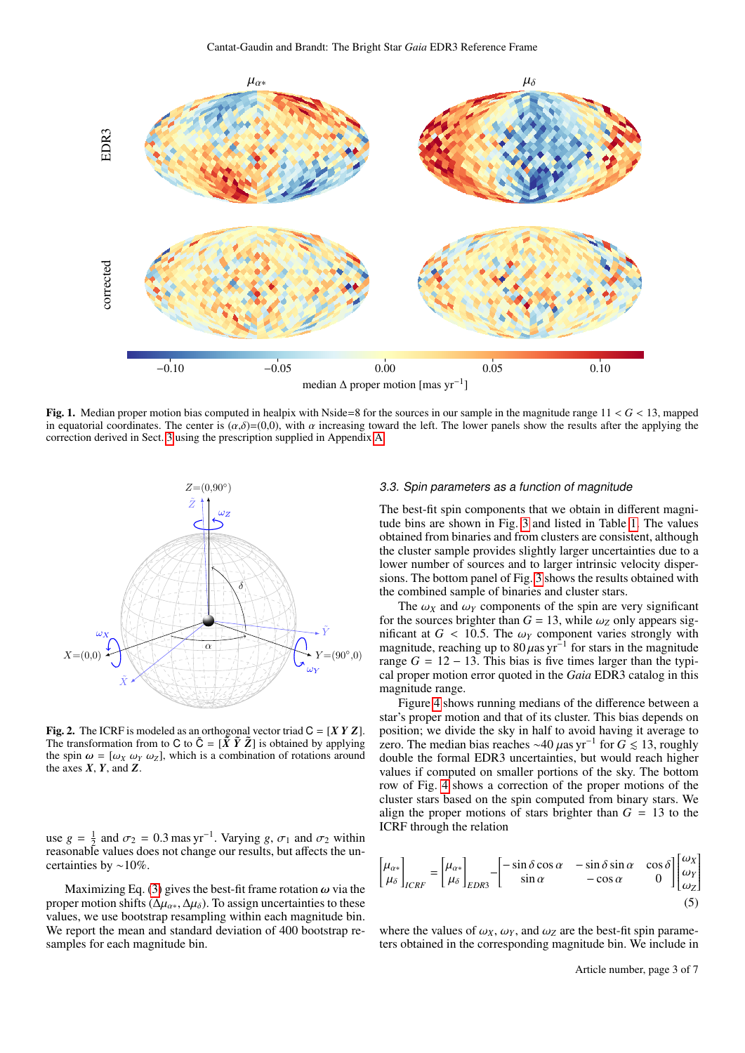**Fig. 1.** Median proper motion bias computed in healpix with Nside=8 for the sources in our sample in the magnitude range $11 < G < 13$, mapped in equatorial coordinates. The center is $(\alpha,\delta)$=(0,0), with $\alpha$ increasing toward the left. The lower panels show the results after the applying the correction derived in Sect. 3 using the prescription supplied in Appendix A.

**Fig. 2.** The ICRF is modeled as an orthogonal vector triad $\mathsf{C} = [\boldsymbol{X}\ \boldsymbol{Y}\ \boldsymbol{Z}]$. The transformation from to $\mathsf{C}$ to $\tilde{\mathsf{C}} = [\tilde{\boldsymbol{X}}\ \tilde{\boldsymbol{Y}}\ \tilde{\boldsymbol{Z}}]$ is obtained by applying the spin $\boldsymbol{\omega} = [\omega_X\ \omega_Y\ \omega_Z]$, which is a combination of rotations around the axes $\boldsymbol{X}$, $\boldsymbol{Y}$, and $\boldsymbol{Z}$.

use $g = \frac{1}{2}$ and $\sigma_2 = 0.3\,\mathrm{mas\,yr^{-1}}$. Varying $g$, $\sigma_1$ and $\sigma_2$ within reasonable values does not change our results, but affects the uncertainties by $\sim$10%.

Maximizing Eq. (3) gives the best-fit frame rotation $\boldsymbol{\omega}$ via the proper motion shifts ($\Delta\mu_{\alpha*}$, $\Delta\mu_\delta$). To assign uncertainties to these values, we use bootstrap resampling within each magnitude bin. We report the mean and standard deviation of 400 bootstrap resamples for each magnitude bin.

### 3.3. Spin parameters as a function of magnitude

The best-fit spin components that we obtain in different magnitude bins are shown in Fig. 3 and listed in Table 1. The values obtained from binaries and from clusters are consistent, although the cluster sample provides slightly larger uncertainties due to a lower number of sources and to larger intrinsic velocity dispersions. The bottom panel of Fig. 3 shows the results obtained with the combined sample of binaries and cluster stars.

The $\omega_X$ and $\omega_Y$ components of the spin are very significant for the sources brighter than $G = 13$, while $\omega_Z$ only appears significant at $G < 10.5$. The $\omega_Y$ component varies strongly with magnitude, reaching up to $80\,\mu\mathrm{as\,yr^{-1}}$ for stars in the magnitude range $G = 12-13$. This bias is five times larger than the typical proper motion error quoted in the *Gaia* EDR3 catalog in this magnitude range.

Figure 4 shows running medians of the difference between a star's proper motion and that of its cluster. This bias depends on position; we divide the sky in half to avoid having it average to zero. The median bias reaches $\sim$40 $\mu\mathrm{as\,yr^{-1}}$ for $G \lesssim 13$, roughly double the formal EDR3 uncertainties, but would reach higher values if computed on smaller portions of the sky. The bottom row of Fig. 4 shows a correction of the proper motions of the cluster stars based on the spin computed from binary stars. We align the proper motions of stars brighter than $G = 13$ to the ICRF through the relation

$$\begin{bmatrix}\mu_{\alpha*}\\ \mu_\delta\end{bmatrix}_{ICRF} = \begin{bmatrix}\mu_{\alpha*}\\ \mu_\delta\end{bmatrix}_{EDR3} - \begin{bmatrix}-\sin\delta\cos\alpha & -\sin\delta\sin\alpha & \cos\delta\\ \sin\alpha & -\cos\alpha & 0\end{bmatrix}\begin{bmatrix}\omega_X\\ \omega_Y\\ \omega_Z\end{bmatrix} \quad (5)$$

where the values of $\omega_X$, $\omega_Y$, and $\omega_Z$ are the best-fit spin parameters obtained in the corresponding magnitude bin. We include in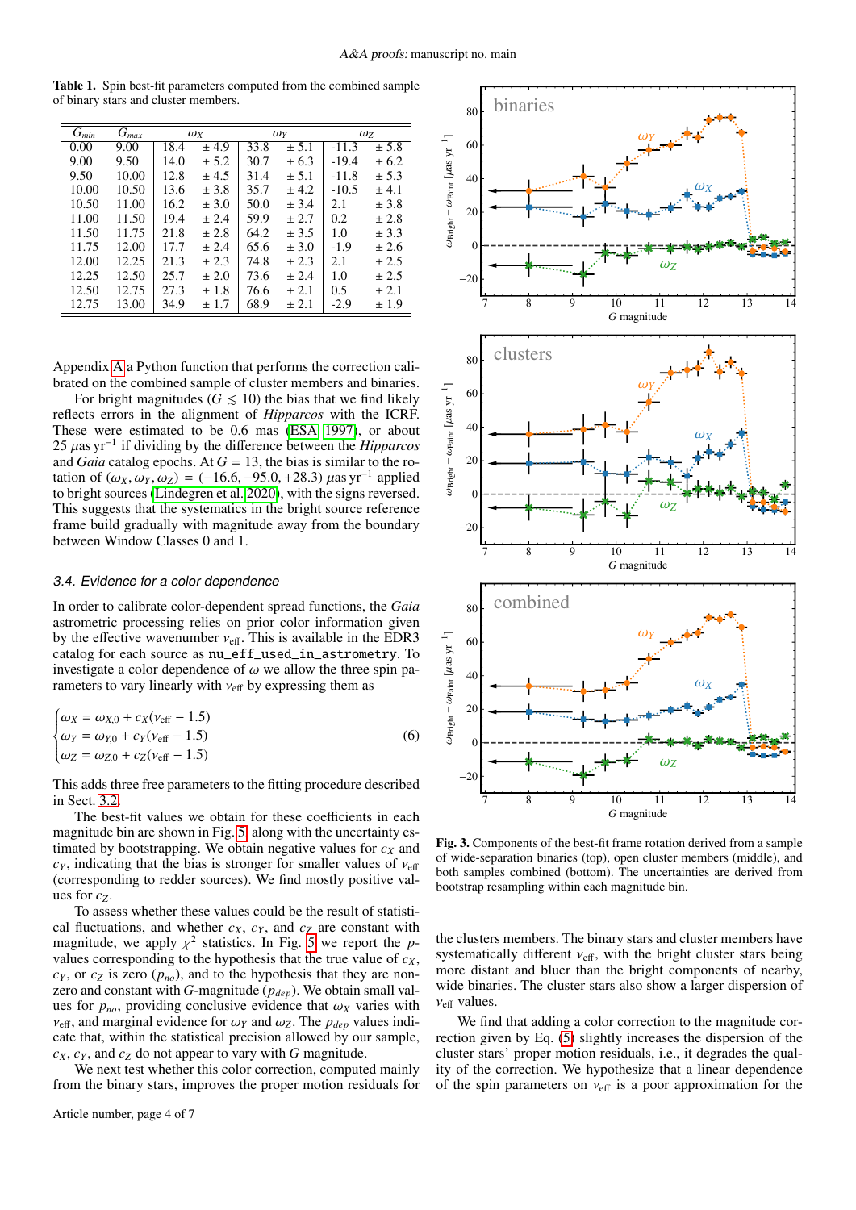**Table 1.** Spin best-fit parameters computed from the combined sample of binary stars and cluster members.

| $G_{min}$ | $G_{max}$ | $\omega_X$ | | $\omega_Y$ | | $\omega_Z$ | |
|---|---|---|---|---|---|---|---|
| 0.00 | 9.00 | 18.4 | ± 4.9 | 33.8 | ± 5.1 | -11.3 | ± 5.8 |
| 9.00 | 9.50 | 14.0 | ± 5.2 | 30.7 | ± 6.3 | -19.4 | ± 6.2 |
| 9.50 | 10.00 | 12.8 | ± 4.5 | 31.4 | ± 5.1 | -11.8 | ± 5.3 |
| 10.00 | 10.50 | 13.6 | ± 3.8 | 35.7 | ± 4.2 | -10.5 | ± 4.1 |
| 10.50 | 11.00 | 16.2 | ± 3.0 | 50.0 | ± 3.4 | 2.1 | ± 3.8 |
| 11.00 | 11.50 | 19.4 | ± 2.4 | 59.9 | ± 2.7 | 0.2 | ± 2.8 |
| 11.50 | 11.75 | 21.8 | ± 2.8 | 64.2 | ± 3.5 | 1.0 | ± 3.3 |
| 11.75 | 12.00 | 17.7 | ± 2.4 | 65.6 | ± 3.0 | -1.9 | ± 2.6 |
| 12.00 | 12.25 | 21.3 | ± 2.3 | 74.8 | ± 2.3 | 2.1 | ± 2.5 |
| 12.25 | 12.50 | 25.7 | ± 2.0 | 73.6 | ± 2.4 | 1.0 | ± 2.5 |
| 12.50 | 12.75 | 27.3 | ± 1.8 | 76.6 | ± 2.1 | 0.5 | ± 2.1 |
| 12.75 | 13.00 | 34.9 | ± 1.7 | 68.9 | ± 2.1 | -2.9 | ± 1.9 |

Appendix A a Python function that performs the correction calibrated on the combined sample of cluster members and binaries.

For bright magnitudes ($G \lesssim 10$) the bias that we find likely reflects errors in the alignment of *Hipparcos* with the ICRF. These were estimated to be 0.6 mas (ESA 1997), or about 25 $\mu$as yr$^{-1}$ if dividing by the difference between the *Hipparcos* and *Gaia* catalog epochs. At $G = 13$, the bias is similar to the rotation of $(\omega_X, \omega_Y, \omega_Z) = (-16.6, -95.0, +28.3)$ $\mu$as yr$^{-1}$ applied to bright sources (Lindegren et al. 2020), with the signs reversed. This suggests that the systematics in the bright source reference frame build gradually with magnitude away from the boundary between Window Classes 0 and 1.

### 3.4. Evidence for a color dependence

In order to calibrate color-dependent spread functions, the *Gaia* astrometric processing relies on prior color information given by the effective wavenumber $\nu_{\rm eff}$. This is available in the EDR3 catalog for each source as nu_eff_used_in_astrometry. To investigate a color dependence of $\omega$ we allow the three spin parameters to vary linearly with $\nu_{\rm eff}$ by expressing them as

$$\begin{cases} \omega_X = \omega_{X,0} + c_X(\nu_{\rm eff} - 1.5) \\ \omega_Y = \omega_{Y,0} + c_Y(\nu_{\rm eff} - 1.5) \\ \omega_Z = \omega_{Z,0} + c_Z(\nu_{\rm eff} - 1.5) \end{cases} \quad (6)$$

This adds three free parameters to the fitting procedure described in Sect. 3.2.

The best-fit values we obtain for these coefficients in each magnitude bin are shown in Fig. 5 along with the uncertainty estimated by bootstrapping. We obtain negative values for $c_X$ and $c_Y$, indicating that the bias is stronger for smaller values of $\nu_{\rm eff}$ (corresponding to redder sources). We find mostly positive values for $c_Z$.

To assess whether these values could be the result of statistical fluctuations, and whether $c_X$, $c_Y$, and $c_Z$ are constant with magnitude, we apply $\chi^2$ statistics. In Fig. 5 we report the $p$-values corresponding to the hypothesis that the true value of $c_X$, $c_Y$, or $c_Z$ is zero ($p_{no}$), and to the hypothesis that they are non-zero and constant with $G$-magnitude ($p_{dep}$). We obtain small values for $p_{no}$, providing conclusive evidence that $\omega_X$ varies with $\nu_{\rm eff}$, and marginal evidence for $\omega_Y$ and $\omega_Z$. The $p_{dep}$ values indicate that, within the statistical precision allowed by our sample, $c_X$, $c_Y$, and $c_Z$ do not appear to vary with $G$ magnitude.

We next test whether this color correction, computed mainly from the binary stars, improves the proper motion residuals for the clusters members. The binary stars and cluster members have systematically different $\nu_{\rm eff}$, with the bright cluster stars being more distant and bluer than the bright components of nearby, wide binaries. The cluster stars also show a larger dispersion of $\nu_{\rm eff}$ values.

We find that adding a color correction to the magnitude correction given by Eq. (5) slightly increases the dispersion of the cluster stars' proper motion residuals, i.e., it degrades the quality of the correction. We hypothesize that a linear dependence of the spin parameters on $\nu_{\rm eff}$ is a poor approximation for the

**Fig. 3.** Components of the best-fit frame rotation derived from a sample of wide-separation binaries (top), open cluster members (middle), and both samples combined (bottom). The uncertainties are derived from bootstrap resampling within each magnitude bin.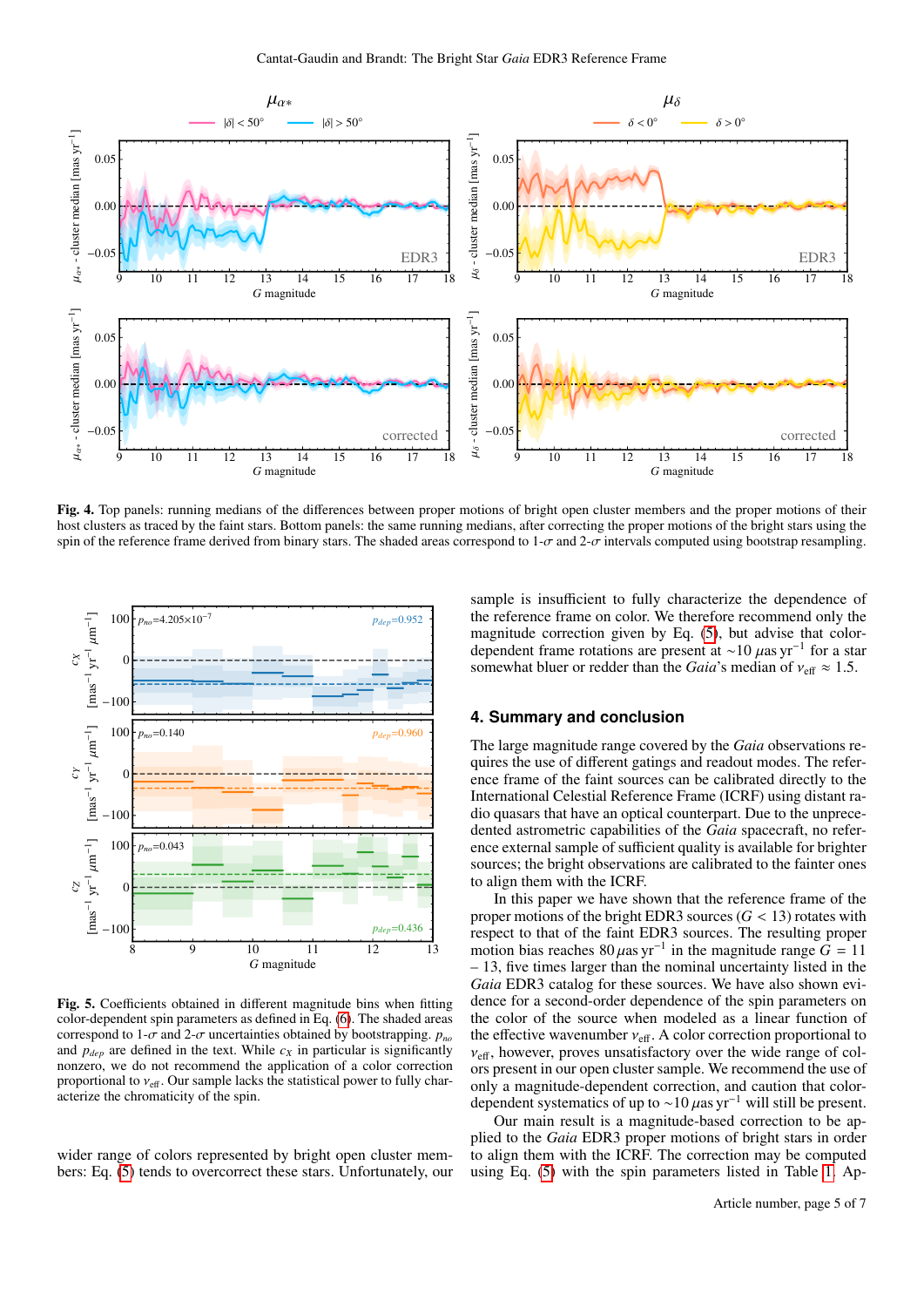**Fig. 4.** Top panels: running medians of the differences between proper motions of bright open cluster members and the proper motions of their host clusters as traced by the faint stars. Bottom panels: the same running medians, after correcting the proper motions of the bright stars using the spin of the reference frame derived from binary stars. The shaded areas correspond to 1-$\sigma$ and 2-$\sigma$ intervals computed using bootstrap resampling.

**Fig. 5.** Coefficients obtained in different magnitude bins when fitting color-dependent spin parameters as defined in Eq. (6). The shaded areas correspond to 1-$\sigma$ and 2-$\sigma$ uncertainties obtained by bootstrapping. $p_{no}$ and $p_{dep}$ are defined in the text. While $c_X$ in particular is significantly nonzero, we do not recommend the application of a color correction proportional to $\nu_{\rm eff}$. Our sample lacks the statistical power to fully characterize the chromaticity of the spin.

wider range of colors represented by bright open cluster members: Eq. (5) tends to overcorrect these stars. Unfortunately, our sample is insufficient to fully characterize the dependence of the reference frame on color. We therefore recommend only the magnitude correction given by Eq. (5), but advise that color-dependent frame rotations are present at $\sim$10 $\mu$as yr$^{-1}$ for a star somewhat bluer or redder than the *Gaia*'s median of $\nu_{\rm eff} \approx 1.5$.

## 4. Summary and conclusion

The large magnitude range covered by the *Gaia* observations requires the use of different gatings and readout modes. The reference frame of the faint sources can be calibrated directly to the International Celestial Reference Frame (ICRF) using distant radio quasars that have an optical counterpart. Due to the unprecedented astrometric capabilities of the *Gaia* spacecraft, no reference external sample of sufficient quality is available for brighter sources; the bright observations are calibrated to the fainter ones to align them with the ICRF.

In this paper we have shown that the reference frame of the proper motions of the bright EDR3 sources ($G$ < 13) rotates with respect to that of the faint EDR3 sources. The resulting proper motion bias reaches 80 $\mu$as yr$^{-1}$ in the magnitude range $G$ = 11 – 13, five times larger than the nominal uncertainty listed in the *Gaia* EDR3 catalog for these sources. We have also shown evidence for a second-order dependence of the spin parameters on the color of the source when modeled as a linear function of the effective wavenumber $\nu_{\rm eff}$. A color correction proportional to $\nu_{\rm eff}$, however, proves unsatisfactory over the wide range of colors present in our open cluster sample. We recommend the use of only a magnitude-dependent correction, and caution that color-dependent systematics of up to $\sim$10 $\mu$as yr$^{-1}$ will still be present.

Our main result is a magnitude-based correction to be applied to the *Gaia* EDR3 proper motions of bright stars in order to align them with the ICRF. The correction may be computed using Eq. (5) with the spin parameters listed in Table 1. Ap-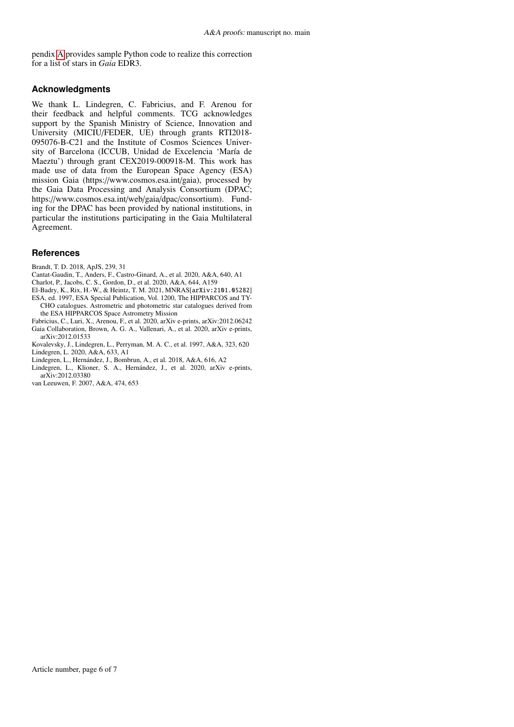pendix A provides sample Python code to realize this correction for a list of stars in *Gaia* EDR3.

## Acknowledgments

We thank L. Lindegren, C. Fabricius, and F. Arenou for their feedback and helpful comments. TCG acknowledges support by the Spanish Ministry of Science, Innovation and University (MICIU/FEDER, UE) through grants RTI2018-095076-B-C21 and the Institute of Cosmos Sciences University of Barcelona (ICCUB, Unidad de Excelencia 'María de Maeztu') through grant CEX2019-000918-M. This work has made use of data from the European Space Agency (ESA) mission Gaia (https://www.cosmos.esa.int/gaia), processed by the Gaia Data Processing and Analysis Consortium (DPAC; https://www.cosmos.esa.int/web/gaia/dpac/consortium). Funding for the DPAC has been provided by national institutions, in particular the institutions participating in the Gaia Multilateral Agreement.

## References

Brandt, T. D. 2018, ApJS, 239, 31
Cantat-Gaudin, T., Anders, F., Castro-Ginard, A., et al. 2020, A&A, 640, A1
Charlot, P., Jacobs, C. S., Gordon, D., et al. 2020, A&A, 644, A159
El-Badry, K., Rix, H.-W., & Heintz, T. M. 2021, MNRAS[arXiv:2101.05282]
ESA, ed. 1997, ESA Special Publication, Vol. 1200, The HIPPARCOS and TYCHO catalogues. Astrometric and photometric star catalogues derived from the ESA HIPPARCOS Space Astrometry Mission
Fabricius, C., Luri, X., Arenou, F., et al. 2020, arXiv e-prints, arXiv:2012.06242
Gaia Collaboration, Brown, A. G. A., Vallenari, A., et al. 2020, arXiv e-prints, arXiv:2012.01533
Kovalevsky, J., Lindegren, L., Perryman, M. A. C., et al. 1997, A&A, 323, 620
Lindegren, L. 2020, A&A, 633, A1
Lindegren, L., Hernández, J., Bombrun, A., et al. 2018, A&A, 616, A2
Lindegren, L., Klioner, S. A., Hernández, J., et al. 2020, arXiv e-prints, arXiv:2012.03380
van Leeuwen, F. 2007, A&A, 474, 653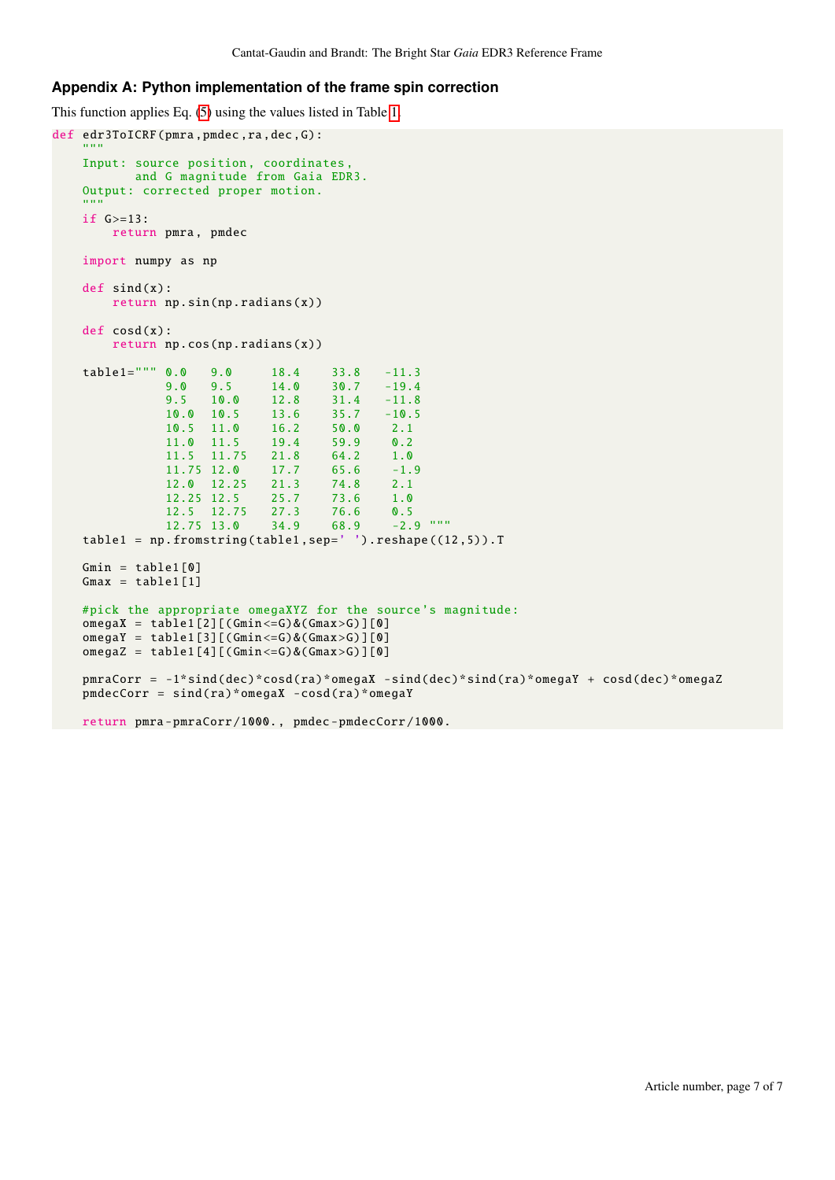## Appendix A: Python implementation of the frame spin correction

This function applies Eq. (5) using the values listed in Table 1.

```
def edr3ToICRF(pmra,pmdec,ra,dec,G):
    """
    Input: source position, coordinates,
           and G magnitude from Gaia EDR3.
    Output: corrected proper motion.
    """
    if G>=13:
        return pmra, pmdec

    import numpy as np

    def sind(x):
        return np.sin(np.radians(x))

    def cosd(x):
        return np.cos(np.radians(x))

    table1=""" 0.0   9.0     18.4    33.8   -11.3
              9.0   9.5     14.0    30.7   -19.4
              9.5   10.0    12.8    31.4   -11.8
              10.0  10.5    13.6    35.7   -10.5
              10.5  11.0    16.2    50.0    2.1
              11.0  11.5    19.4    59.9    0.2
              11.5  11.75   21.8    64.2    1.0
              11.75 12.0    17.7    65.6    -1.9
              12.0  12.25   21.3    74.8    2.1
              12.25 12.5    25.7    73.6    1.0
              12.5  12.75   27.3    76.6    0.5
              12.75 13.0    34.9    68.9    -2.9 """
    table1 = np.fromstring(table1,sep=' ').reshape((12,5)).T

    Gmin = table1[0]
    Gmax = table1[1]

    #pick the appropriate omegaXYZ for the source's magnitude:
    omegaX = table1[2][(Gmin<=G)&(Gmax>G)][0]
    omegaY = table1[3][(Gmin<=G)&(Gmax>G)][0]
    omegaZ = table1[4][(Gmin<=G)&(Gmax>G)][0]

    pmraCorr = -1*sind(dec)*cosd(ra)*omegaX -sind(dec)*sind(ra)*omegaY + cosd(dec)*omegaZ
    pmdecCorr = sind(ra)*omegaX -cosd(ra)*omegaY

    return pmra-pmraCorr/1000., pmdec-pmdecCorr/1000.
```